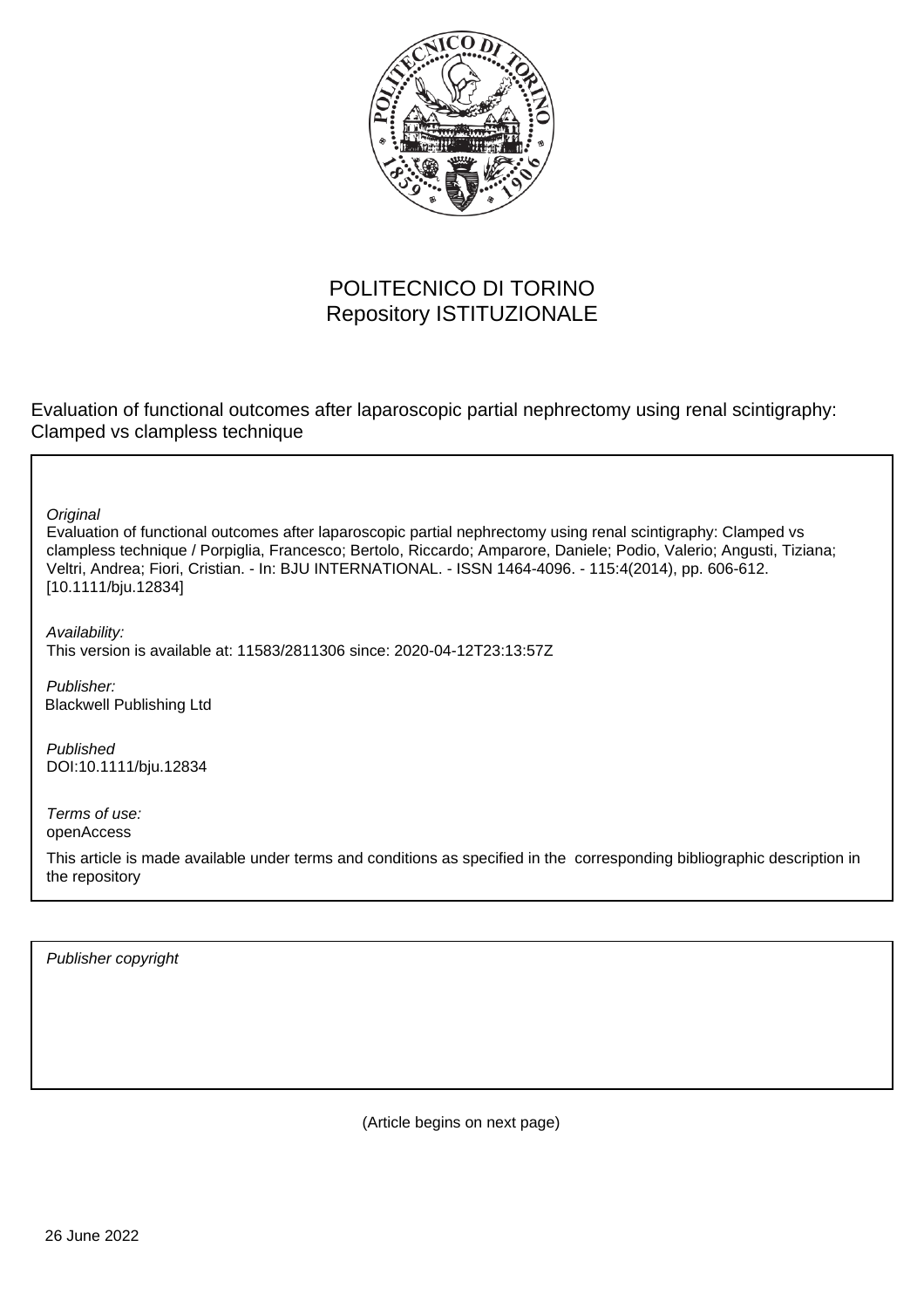POLITECNICO DI TORINO
Repository ISTITUZIONALE

Evaluation of functional outcomes after laparoscopic partial nephrectomy using renal scintigraphy: Clamped vs clampless technique

*Original*
Evaluation of functional outcomes after laparoscopic partial nephrectomy using renal scintigraphy: Clamped vs clampless technique / Porpiglia, Francesco; Bertolo, Riccardo; Amparore, Daniele; Podio, Valerio; Angusti, Tiziana; Veltri, Andrea; Fiori, Cristian. - In: BJU INTERNATIONAL. - ISSN 1464-4096. - 115:4(2014), pp. 606-612. [10.1111/bju.12834]

*Availability:*
This version is available at: 11583/2811306 since: 2020-04-12T23:13:57Z

*Publisher:*
Blackwell Publishing Ltd

*Published*
DOI:10.1111/bju.12834

*Terms of use:*
openAccess

This article is made available under terms and conditions as specified in the corresponding bibliographic description in the repository

*Publisher copyright*

(Article begins on next page)

26 June 2022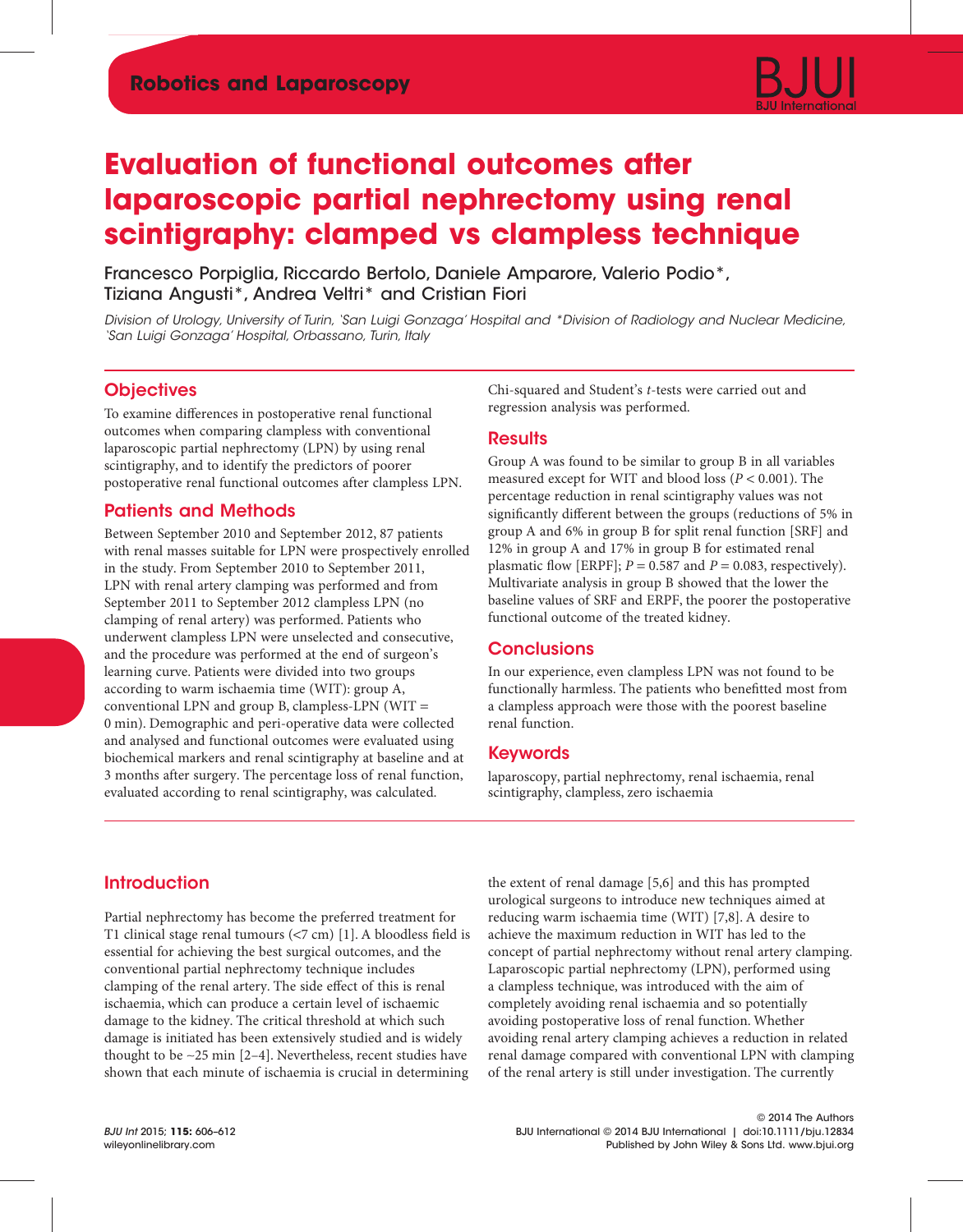# Evaluation of functional outcomes after laparoscopic partial nephrectomy using renal scintigraphy: clamped vs clampless technique

Francesco Porpiglia, Riccardo Bertolo, Daniele Amparore, Valerio Podio*, Tiziana Angusti*, Andrea Veltri* and Cristian Fiori

*Division of Urology, University of Turin, 'San Luigi Gonzaga' Hospital and \*Division of Radiology and Nuclear Medicine, 'San Luigi Gonzaga' Hospital, Orbassano, Turin, Italy*

## Objectives

To examine differences in postoperative renal functional outcomes when comparing clampless with conventional laparoscopic partial nephrectomy (LPN) by using renal scintigraphy, and to identify the predictors of poorer postoperative renal functional outcomes after clampless LPN.

## Patients and Methods

Between September 2010 and September 2012, 87 patients with renal masses suitable for LPN were prospectively enrolled in the study. From September 2010 to September 2011, LPN with renal artery clamping was performed and from September 2011 to September 2012 clampless LPN (no clamping of renal artery) was performed. Patients who underwent clampless LPN were unselected and consecutive, and the procedure was performed at the end of surgeon's learning curve. Patients were divided into two groups according to warm ischaemia time (WIT): group A, conventional LPN and group B, clampless-LPN (WIT = 0 min). Demographic and peri-operative data were collected and analysed and functional outcomes were evaluated using biochemical markers and renal scintigraphy at baseline and at 3 months after surgery. The percentage loss of renal function, evaluated according to renal scintigraphy, was calculated. Chi-squared and Student's *t*-tests were carried out and regression analysis was performed.

## Results

Group A was found to be similar to group B in all variables measured except for WIT and blood loss ($P < 0.001$). The percentage reduction in renal scintigraphy values was not significantly different between the groups (reductions of 5% in group A and 6% in group B for split renal function [SRF] and 12% in group A and 17% in group B for estimated renal plasmatic flow [ERPF]; $P = 0.587$ and $P = 0.083$, respectively). Multivariate analysis in group B showed that the lower the baseline values of SRF and ERPF, the poorer the postoperative functional outcome of the treated kidney.

## Conclusions

In our experience, even clampless LPN was not found to be functionally harmless. The patients who benefitted most from a clampless approach were those with the poorest baseline renal function.

## Keywords

laparoscopy, partial nephrectomy, renal ischaemia, renal scintigraphy, clampless, zero ischaemia

## Introduction

Partial nephrectomy has become the preferred treatment for T1 clinical stage renal tumours (<7 cm) [1]. A bloodless field is essential for achieving the best surgical outcomes, and the conventional partial nephrectomy technique includes clamping of the renal artery. The side effect of this is renal ischaemia, which can produce a certain level of ischaemic damage to the kidney. The critical threshold at which such damage is initiated has been extensively studied and is widely thought to be ~25 min [2–4]. Nevertheless, recent studies have shown that each minute of ischaemia is crucial in determining the extent of renal damage [5,6] and this has prompted urological surgeons to introduce new techniques aimed at reducing warm ischaemia time (WIT) [7,8]. A desire to achieve the maximum reduction in WIT has led to the concept of partial nephrectomy without renal artery clamping. Laparoscopic partial nephrectomy (LPN), performed using a clampless technique, was introduced with the aim of completely avoiding renal ischaemia and so potentially avoiding postoperative loss of renal function. Whether avoiding renal artery clamping achieves a reduction in related renal damage compared with conventional LPN with clamping of the renal artery is still under investigation. The currently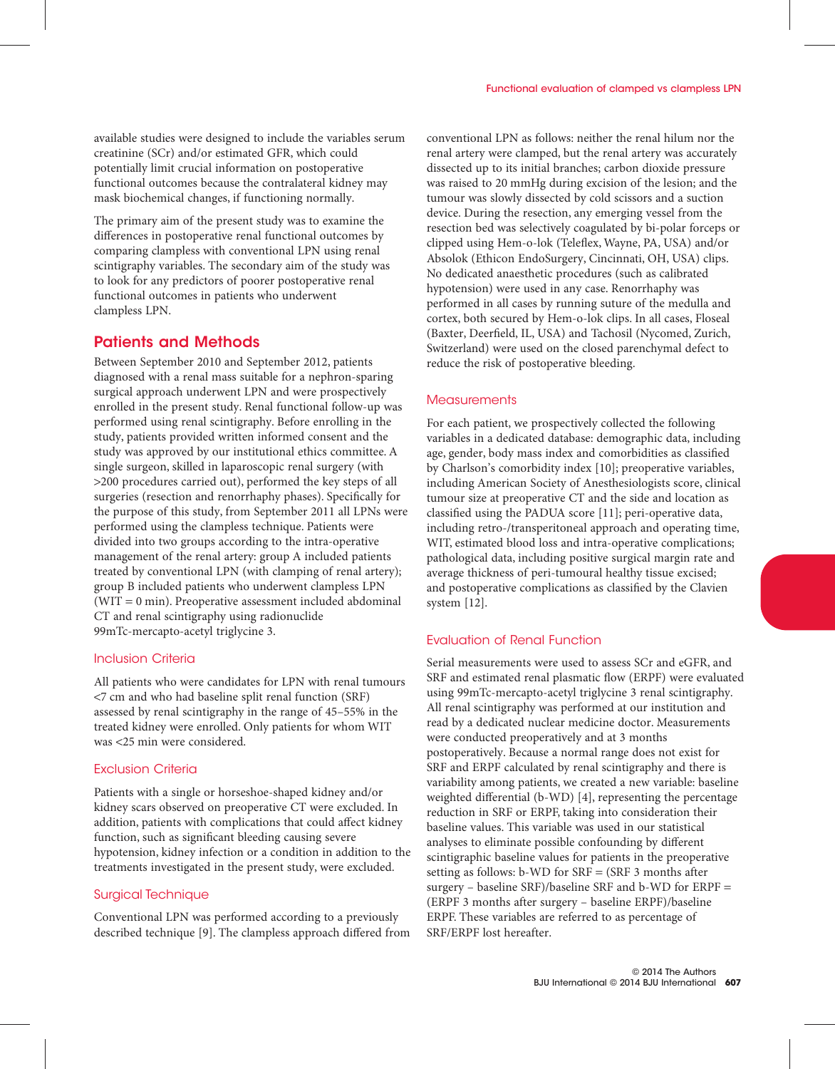available studies were designed to include the variables serum creatinine (SCr) and/or estimated GFR, which could potentially limit crucial information on postoperative functional outcomes because the contralateral kidney may mask biochemical changes, if functioning normally.

The primary aim of the present study was to examine the differences in postoperative renal functional outcomes by comparing clampless with conventional LPN using renal scintigraphy variables. The secondary aim of the study was to look for any predictors of poorer postoperative renal functional outcomes in patients who underwent clampless LPN.

## Patients and Methods

Between September 2010 and September 2012, patients diagnosed with a renal mass suitable for a nephron-sparing surgical approach underwent LPN and were prospectively enrolled in the present study. Renal functional follow-up was performed using renal scintigraphy. Before enrolling in the study, patients provided written informed consent and the study was approved by our institutional ethics committee. A single surgeon, skilled in laparoscopic renal surgery (with >200 procedures carried out), performed the key steps of all surgeries (resection and renorrhaphy phases). Specifically for the purpose of this study, from September 2011 all LPNs were performed using the clampless technique. Patients were divided into two groups according to the intra-operative management of the renal artery: group A included patients treated by conventional LPN (with clamping of renal artery); group B included patients who underwent clampless LPN (WIT = 0 min). Preoperative assessment included abdominal CT and renal scintigraphy using radionuclide 99mTc-mercapto-acetyl triglycine 3.

### Inclusion Criteria

All patients who were candidates for LPN with renal tumours <7 cm and who had baseline split renal function (SRF) assessed by renal scintigraphy in the range of 45–55% in the treated kidney were enrolled. Only patients for whom WIT was <25 min were considered.

### Exclusion Criteria

Patients with a single or horseshoe-shaped kidney and/or kidney scars observed on preoperative CT were excluded. In addition, patients with complications that could affect kidney function, such as significant bleeding causing severe hypotension, kidney infection or a condition in addition to the treatments investigated in the present study, were excluded.

### Surgical Technique

Conventional LPN was performed according to a previously described technique [9]. The clampless approach differed from conventional LPN as follows: neither the renal hilum nor the renal artery were clamped, but the renal artery was accurately dissected up to its initial branches; carbon dioxide pressure was raised to 20 mmHg during excision of the lesion; and the tumour was slowly dissected by cold scissors and a suction device. During the resection, any emerging vessel from the resection bed was selectively coagulated by bi-polar forceps or clipped using Hem-o-lok (Teleflex, Wayne, PA, USA) and/or Absolok (Ethicon EndoSurgery, Cincinnati, OH, USA) clips. No dedicated anaesthetic procedures (such as calibrated hypotension) were used in any case. Renorrhaphy was performed in all cases by running suture of the medulla and cortex, both secured by Hem-o-lok clips. In all cases, Floseal (Baxter, Deerfield, IL, USA) and Tachosil (Nycomed, Zurich, Switzerland) were used on the closed parenchymal defect to reduce the risk of postoperative bleeding.

### Measurements

For each patient, we prospectively collected the following variables in a dedicated database: demographic data, including age, gender, body mass index and comorbidities as classified by Charlson's comorbidity index [10]; preoperative variables, including American Society of Anesthesiologists score, clinical tumour size at preoperative CT and the side and location as classified using the PADUA score [11]; peri-operative data, including retro-/transperitoneal approach and operating time, WIT, estimated blood loss and intra-operative complications; pathological data, including positive surgical margin rate and average thickness of peri-tumoural healthy tissue excised; and postoperative complications as classified by the Clavien system [12].

### Evaluation of Renal Function

Serial measurements were used to assess SCr and eGFR, and SRF and estimated renal plasmatic flow (ERPF) were evaluated using 99mTc-mercapto-acetyl triglycine 3 renal scintigraphy. All renal scintigraphy was performed at our institution and read by a dedicated nuclear medicine doctor. Measurements were conducted preoperatively and at 3 months postoperatively. Because a normal range does not exist for SRF and ERPF calculated by renal scintigraphy and there is variability among patients, we created a new variable: baseline weighted differential (b-WD) [4], representing the percentage reduction in SRF or ERPF, taking into consideration their baseline values. This variable was used in our statistical analyses to eliminate possible confounding by different scintigraphic baseline values for patients in the preoperative setting as follows: b-WD for SRF = (SRF 3 months after surgery – baseline SRF)/baseline SRF and b-WD for ERPF = (ERPF 3 months after surgery – baseline ERPF)/baseline ERPF. These variables are referred to as percentage of SRF/ERPF lost hereafter.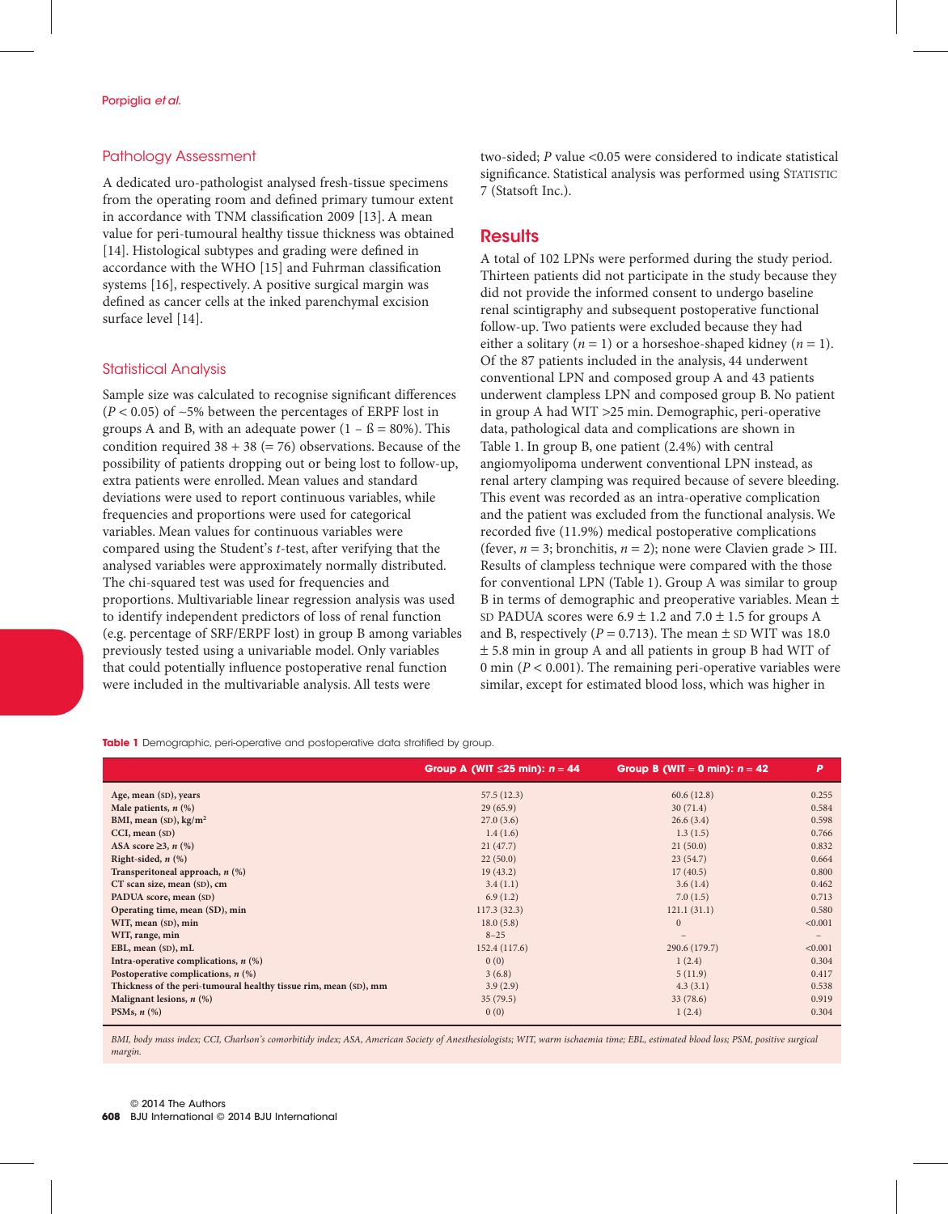## Pathology Assessment

A dedicated uro-pathologist analysed fresh-tissue specimens from the operating room and defined primary tumour extent in accordance with TNM classification 2009 [13]. A mean value for peri-tumoural healthy tissue thickness was obtained [14]. Histological subtypes and grading were defined in accordance with the WHO [15] and Fuhrman classification systems [16], respectively. A positive surgical margin was defined as cancer cells at the inked parenchymal excision surface level [14].

## Statistical Analysis

Sample size was calculated to recognise significant differences ($P < 0.05$) of ~5% between the percentages of ERPF lost in groups A and B, with an adequate power ($1 - \beta = 80\%$). This condition required 38 + 38 (= 76) observations. Because of the possibility of patients dropping out or being lost to follow-up, extra patients were enrolled. Mean values and standard deviations were used to report continuous variables, while frequencies and proportions were used for categorical variables. Mean values for continuous variables were compared using the Student's *t*-test, after verifying that the analysed variables were approximately normally distributed. The chi-squared test was used for frequencies and proportions. Multivariable linear regression analysis was used to identify independent predictors of loss of renal function (e.g. percentage of SRF/ERPF lost) in group B among variables previously tested using a univariable model. Only variables that could potentially influence postoperative renal function were included in the multivariable analysis. All tests were two-sided; *P* value <0.05 were considered to indicate statistical significance. Statistical analysis was performed using STATISTIC 7 (Statsoft Inc.).

# Results

A total of 102 LPNs were performed during the study period. Thirteen patients did not participate in the study because they did not provide the informed consent to undergo baseline renal scintigraphy and subsequent postoperative functional follow-up. Two patients were excluded because they had either a solitary ($n = 1$) or a horseshoe-shaped kidney ($n = 1$). Of the 87 patients included in the analysis, 44 underwent conventional LPN and composed group A and 43 patients underwent clampless LPN and composed group B. No patient in group A had WIT >25 min. Demographic, peri-operative data, pathological data and complications are shown in Table 1. In group B, one patient (2.4%) with central angiomyolipoma underwent conventional LPN instead, as renal artery clamping was required because of severe bleeding. This event was recorded as an intra-operative complication and the patient was excluded from the functional analysis. We recorded five (11.9%) medical postoperative complications (fever, $n = 3$; bronchitis, $n = 2$); none were Clavien grade > III. Results of clampless technique were compared with the those for conventional LPN (Table 1). Group A was similar to group B in terms of demographic and preoperative variables. Mean ± SD PADUA scores were 6.9 ± 1.2 and 7.0 ± 1.5 for groups A and B, respectively ($P = 0.713$). The mean ± SD WIT was 18.0 ± 5.8 min in group A and all patients in group B had WIT of 0 min ($P < 0.001$). The remaining peri-operative variables were similar, except for estimated blood loss, which was higher in

**Table 1** Demographic, peri-operative and postoperative data stratified by group.

| | Group A (WIT ≤25 min): *n* = 44 | Group B (WIT = 0 min): *n* = 42 | *P* |
|---|---|---|---|
| Age, mean (SD), years | 57.5 (12.3) | 60.6 (12.8) | 0.255 |
| Male patients, *n* (%) | 29 (65.9) | 30 (71.4) | 0.584 |
| BMI, mean (SD), kg/m² | 27.0 (3.6) | 26.6 (3.4) | 0.598 |
| CCI, mean (SD) | 1.4 (1.6) | 1.3 (1.5) | 0.766 |
| ASA score ≥3, *n* (%) | 21 (47.7) | 21 (50.0) | 0.832 |
| Right-sided, *n* (%) | 22 (50.0) | 23 (54.7) | 0.664 |
| Transperitoneal approach, *n* (%) | 19 (43.2) | 17 (40.5) | 0.800 |
| CT scan size, mean (SD), cm | 3.4 (1.1) | 3.6 (1.4) | 0.462 |
| PADUA score, mean (SD) | 6.9 (1.2) | 7.0 (1.5) | 0.713 |
| Operating time, mean (SD), min | 117.3 (32.3) | 121.1 (31.1) | 0.580 |
| WIT, mean (SD), min | 18.0 (5.8) | 0 | <0.001 |
| WIT, range, min | 8–25 | – | – |
| EBL, mean (SD), mL | 152.4 (117.6) | 290.6 (179.7) | <0.001 |
| Intra-operative complications, *n* (%) | 0 (0) | 1 (2.4) | 0.304 |
| Postoperative complications, *n* (%) | 3 (6.8) | 5 (11.9) | 0.417 |
| Thickness of the peri-tumoural healthy tissue rim, mean (SD), mm | 3.9 (2.9) | 4.3 (3.1) | 0.538 |
| Malignant lesions, *n* (%) | 35 (79.5) | 33 (78.6) | 0.919 |
| PSMs, *n* (%) | 0 (0) | 1 (2.4) | 0.304 |

*BMI, body mass index; CCI, Charlson's comorbitidy index; ASA, American Society of Anesthesiologists; WIT, warm ischaemia time; EBL, estimated blood loss; PSM, positive surgical margin.*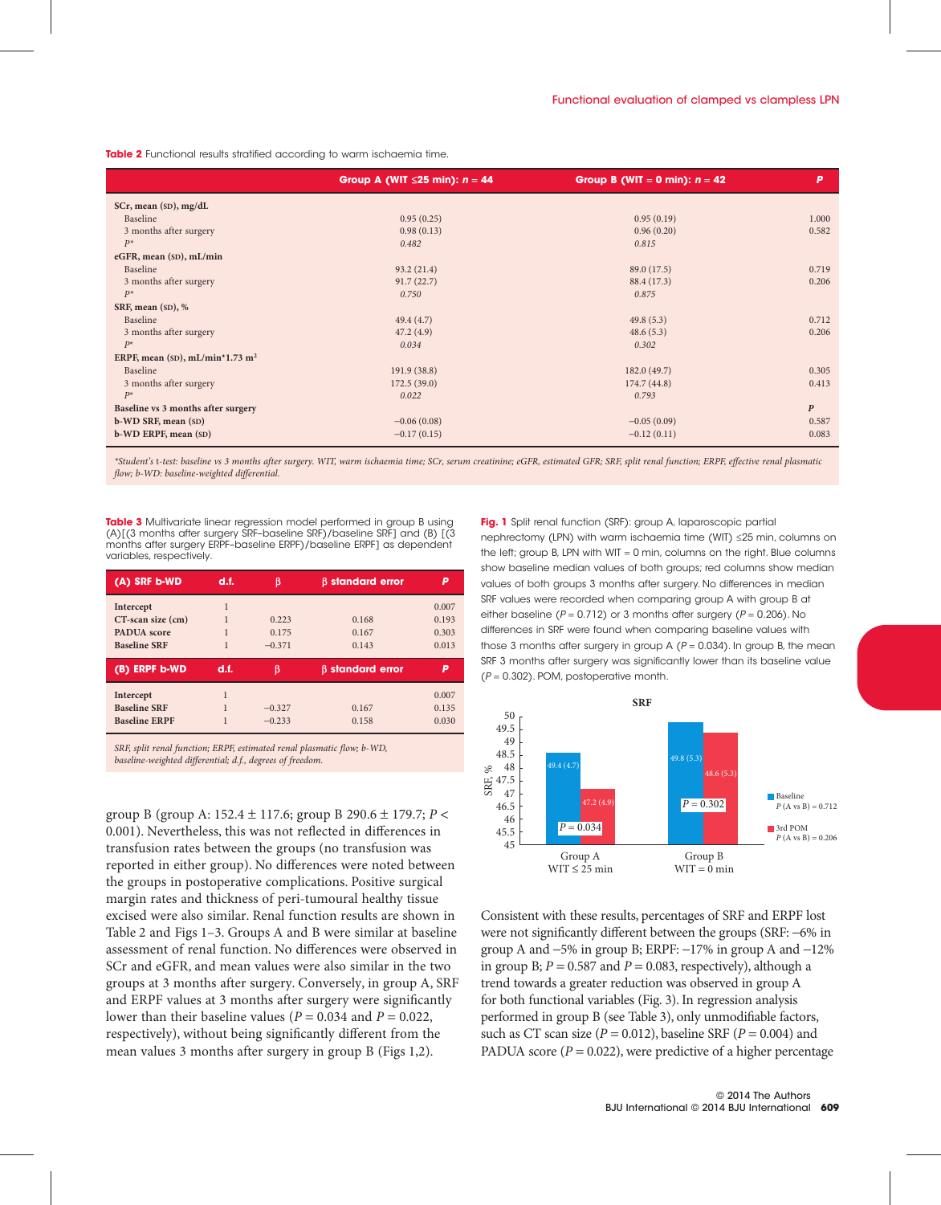**Table 2** Functional results stratified according to warm ischaemia time.

| | Group A (WIT ≤25 min): $n$ = 44 | Group B (WIT = 0 min): $n$ = 42 | P |
|---|---|---|---|
| **SCr, mean (SD), mg/dL** | | | |
| Baseline | 0.95 (0.25) | 0.95 (0.19) | 1.000 |
| 3 months after surgery | 0.98 (0.13) | 0.96 (0.20) | 0.582 |
| *P\** | *0.482* | *0.815* | |
| **eGFR, mean (SD), mL/min** | | | |
| Baseline | 93.2 (21.4) | 89.0 (17.5) | 0.719 |
| 3 months after surgery | 91.7 (22.7) | 88.4 (17.3) | 0.206 |
| *P\** | *0.750* | *0.875* | |
| **SRF, mean (SD), %** | | | |
| Baseline | 49.4 (4.7) | 49.8 (5.3) | 0.712 |
| 3 months after surgery | 47.2 (4.9) | 48.6 (5.3) | 0.206 |
| *P\** | *0.034* | *0.302* | |
| **ERPF, mean (SD), mL/min\*1.73 m²** | | | |
| Baseline | 191.9 (38.8) | 182.0 (49.7) | 0.305 |
| 3 months after surgery | 172.5 (39.0) | 174.7 (44.8) | 0.413 |
| *P\** | *0.022* | *0.793* | |
| **Baseline vs 3 months after surgery** | | | ***P*** |
| **b-WD SRF, mean (SD)** | −0.06 (0.08) | −0.05 (0.09) | 0.587 |
| **b-WD ERPF, mean (SD)** | −0.17 (0.15) | −0.12 (0.11) | 0.083 |

*\*Student's t-test: baseline vs 3 months after surgery. WIT, warm ischaemia time; SCr, serum creatinine; eGFR, estimated GFR; SRF, split renal function; ERPF, effective renal plasmatic flow; b-WD: baseline-weighted differential.*

**Table 3** Multivariate linear regression model performed in group B using (A)[(3 months after surgery SRF–baseline SRF)/baseline SRF] and (B) [(3 months after surgery ERPF–baseline ERPF)/baseline ERPF] as dependent variables, respectively.

| (A) SRF b-WD | d.f. | β | β standard error | P |
|---|---|---|---|---|
| Intercept | 1 | | | 0.007 |
| CT-scan size (cm) | 1 | 0.223 | 0.168 | 0.193 |
| PADUA score | 1 | 0.175 | 0.167 | 0.303 |
| Baseline SRF | 1 | −0.371 | 0.143 | 0.013 |
| **(B) ERPF b-WD** | **d.f.** | **β** | **β standard error** | **P** |
| Intercept | 1 | | | 0.007 |
| Baseline SRF | 1 | −0.327 | 0.167 | 0.135 |
| Baseline ERPF | 1 | −0.233 | 0.158 | 0.030 |

*SRF, split renal function; ERPF, estimated renal plasmatic flow; b-WD, baseline-weighted differential; d.f., degrees of freedom.*

group B (group A: 152.4 ± 117.6; group B 290.6 ± 179.7; $P < 0.001$). Nevertheless, this was not reflected in differences in transfusion rates between the groups (no transfusion was reported in either group). No differences were noted between the groups in postoperative complications. Positive surgical margin rates and thickness of peri-tumoural healthy tissue excised were also similar. Renal function results are shown in Table 2 and Figs 1–3. Groups A and B were similar at baseline assessment of renal function. No differences were observed in SCr and eGFR, and mean values were also similar in the two groups at 3 months after surgery. Conversely, in group A, SRF and ERPF values at 3 months after surgery were significantly lower than their baseline values ($P = 0.034$ and $P = 0.022$, respectively), without being significantly different from the mean values 3 months after surgery in group B (Figs 1,2).

**Fig. 1** Split renal function (SRF): group A, laparoscopic partial nephrectomy (LPN) with warm ischaemia time (WIT) ≤25 min, columns on the left; group B, LPN with WIT = 0 min, columns on the right. Blue columns show baseline median values of both groups; red columns show median values of both groups 3 months after surgery. No differences in median SRF values were recorded when comparing group A with group B at either baseline ($P = 0.712$) or 3 months after surgery ($P = 0.206$). No differences in SRF were found when comparing baseline values with those 3 months after surgery in group A ($P = 0.034$). In group B, the mean SRF 3 months after surgery was significantly lower than its baseline value ($P = 0.302$). POM, postoperative month.

Consistent with these results, percentages of SRF and ERPF lost were not significantly different between the groups (SRF: −6% in group A and −5% in group B; ERPF: −17% in group A and −12% in group B; $P = 0.587$ and $P = 0.083$, respectively), although a trend towards a greater reduction was observed in group A for both functional variables (Fig. 3). In regression analysis performed in group B (see Table 3), only unmodifiable factors, such as CT scan size ($P = 0.012$), baseline SRF ($P = 0.004$) and PADUA score ($P = 0.022$), were predictive of a higher percentage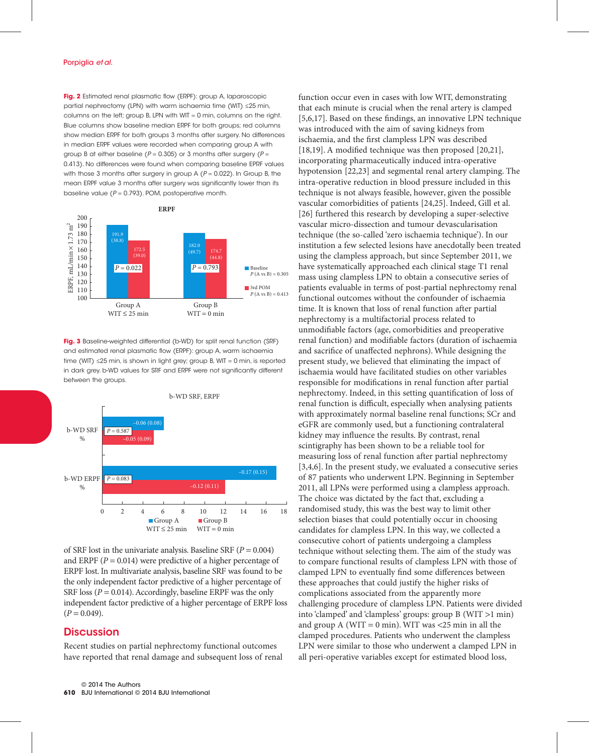**Fig. 2** Estimated renal plasmatic flow (ERPF): group A, laparoscopic partial nephrectomy (LPN) with warm ischaemia time (WIT) ≤25 min, columns on the left; group B, LPN with WIT = 0 min, columns on the right. Blue columns show baseline median ERPF for both groups; red columns show median ERPF for both groups 3 months after surgery. No differences in median ERPF values were recorded when comparing group A with group B at either baseline ($P = 0.305$) or 3 months after surgery ($P = 0.413$). No differences were found when comparing baseline EPRF values with those 3 months after surgery in group A ($P = 0.022$). In Group B, the mean ERPF value 3 months after surgery was significantly lower than its baseline value ($P = 0.793$). POM, postoperative month.

**Fig. 3** Baseline-weighted differential (b-WD) for split renal function (SRF) and estimated renal plasmatic flow (ERPF): group A, warm ischaemia time (WIT) ≤25 min, is shown in light grey; group B, WIT = 0 min, is reported in dark grey. b-WD values for SRF and ERPF were not significantly different between the groups.

of SRF lost in the univariate analysis. Baseline SRF ($P = 0.004$) and ERPF ($P = 0.014$) were predictive of a higher percentage of ERPF lost. In multivariate analysis, baseline SRF was found to be the only independent factor predictive of a higher percentage of SRF loss ($P = 0.014$). Accordingly, baseline ERPF was the only independent factor predictive of a higher percentage of ERPF loss ($P = 0.049$).

## Discussion

Recent studies on partial nephrectomy functional outcomes have reported that renal damage and subsequent loss of renal function occur even in cases with low WIT, demonstrating that each minute is crucial when the renal artery is clamped [5,6,17]. Based on these findings, an innovative LPN technique was introduced with the aim of saving kidneys from ischaemia, and the first clampless LPN was described [18,19]. A modified technique was then proposed [20,21], incorporating pharmaceutically induced intra-operative hypotension [22,23] and segmental renal artery clamping. The intra-operative reduction in blood pressure included in this technique is not always feasible, however, given the possible vascular comorbidities of patients [24,25]. Indeed, Gill et al. [26] furthered this research by developing a super-selective vascular micro-dissection and tumour devascularisation technique (the so-called 'zero ischaemia technique'). In our institution a few selected lesions have anecdotally been treated using the clampless approach, but since September 2011, we have systematically approached each clinical stage T1 renal mass using clampless LPN to obtain a consecutive series of patients evaluable in terms of post-partial nephrectomy renal functional outcomes without the confounder of ischaemia time. It is known that loss of renal function after partial nephrectomy is a multifactorial process related to unmodifiable factors (age, comorbidities and preoperative renal function) and modifiable factors (duration of ischaemia and sacrifice of unaffected nephrons). While designing the present study, we believed that eliminating the impact of ischaemia would have facilitated studies on other variables responsible for modifications in renal function after partial nephrectomy. Indeed, in this setting quantification of loss of renal function is difficult, especially when analysing patients with approximately normal baseline renal functions; SCr and eGFR are commonly used, but a functioning contralateral kidney may influence the results. By contrast, renal scintigraphy has been shown to be a reliable tool for measuring loss of renal function after partial nephrectomy [3,4,6]. In the present study, we evaluated a consecutive series of 87 patients who underwent LPN. Beginning in September 2011, all LPNs were performed using a clampless approach. The choice was dictated by the fact that, excluding a randomised study, this was the best way to limit other selection biases that could potentially occur in choosing candidates for clampless LPN. In this way, we collected a consecutive cohort of patients undergoing a clampless technique without selecting them. The aim of the study was to compare functional results of clampless LPN with those of clamped LPN to eventually find some differences between these approaches that could justify the higher risks of complications associated from the apparently more challenging procedure of clampless LPN. Patients were divided into 'clamped' and 'clampless' groups: group B (WIT >1 min) and group A (WIT = 0 min). WIT was <25 min in all the clamped procedures. Patients who underwent the clampless LPN were similar to those who underwent a clamped LPN in all peri-operative variables except for estimated blood loss,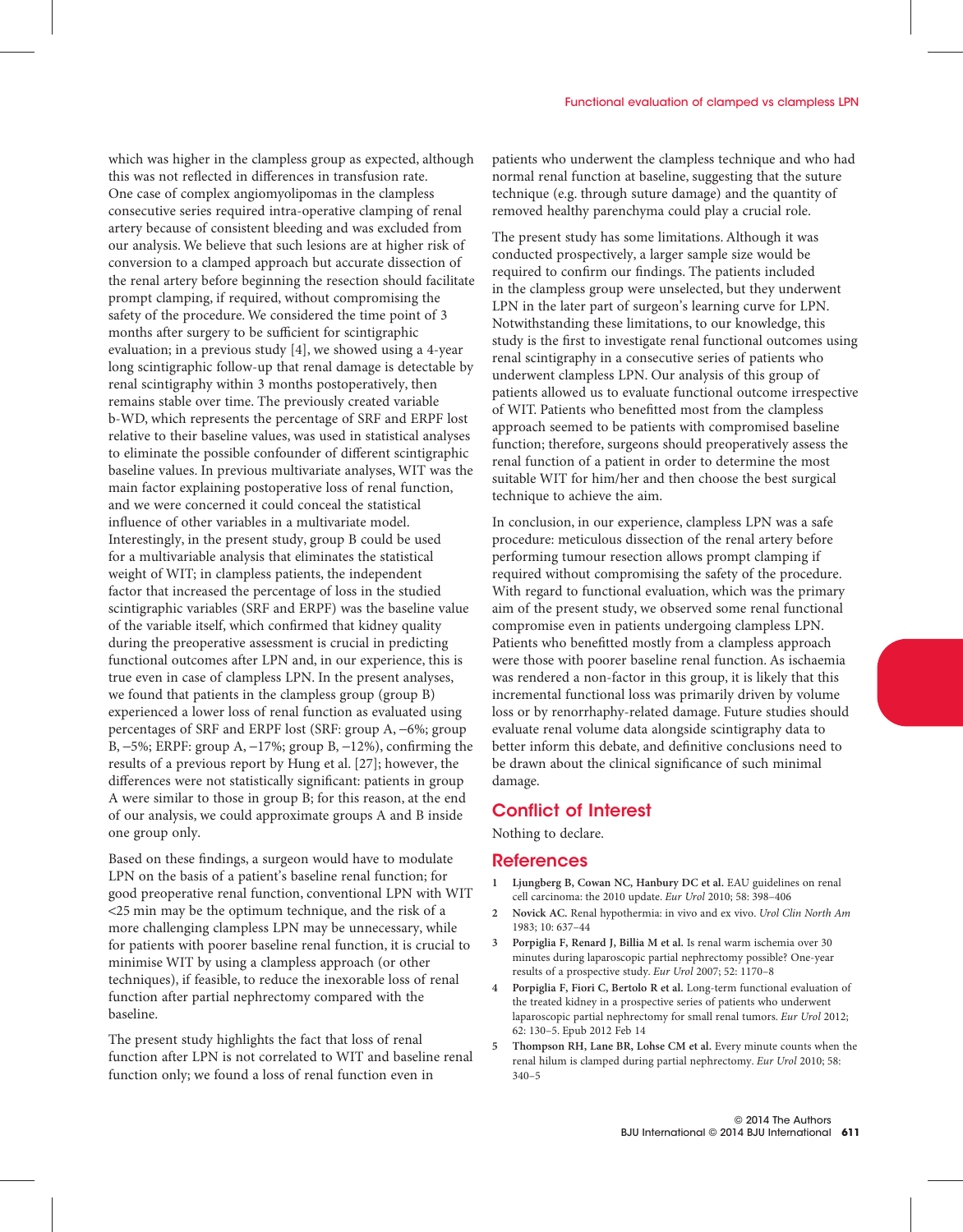which was higher in the clampless group as expected, although this was not reflected in differences in transfusion rate. One case of complex angiomyolipomas in the clampless consecutive series required intra-operative clamping of renal artery because of consistent bleeding and was excluded from our analysis. We believe that such lesions are at higher risk of conversion to a clamped approach but accurate dissection of the renal artery before beginning the resection should facilitate prompt clamping, if required, without compromising the safety of the procedure. We considered the time point of 3 months after surgery to be sufficient for scintigraphic evaluation; in a previous study [4], we showed using a 4-year long scintigraphic follow-up that renal damage is detectable by renal scintigraphy within 3 months postoperatively, then remains stable over time. The previously created variable b-WD, which represents the percentage of SRF and ERPF lost relative to their baseline values, was used in statistical analyses to eliminate the possible confounder of different scintigraphic baseline values. In previous multivariate analyses, WIT was the main factor explaining postoperative loss of renal function, and we were concerned it could conceal the statistical influence of other variables in a multivariate model. Interestingly, in the present study, group B could be used for a multivariable analysis that eliminates the statistical weight of WIT; in clampless patients, the independent factor that increased the percentage of loss in the studied scintigraphic variables (SRF and ERPF) was the baseline value of the variable itself, which confirmed that kidney quality during the preoperative assessment is crucial in predicting functional outcomes after LPN and, in our experience, this is true even in case of clampless LPN. In the present analyses, we found that patients in the clampless group (group B) experienced a lower loss of renal function as evaluated using percentages of SRF and ERPF lost (SRF: group A, −6%; group B, −5%; ERPF: group A, −17%; group B, −12%), confirming the results of a previous report by Hung et al. [27]; however, the differences were not statistically significant: patients in group A were similar to those in group B; for this reason, at the end of our analysis, we could approximate groups A and B inside one group only.

Based on these findings, a surgeon would have to modulate LPN on the basis of a patient's baseline renal function; for good preoperative renal function, conventional LPN with WIT <25 min may be the optimum technique, and the risk of a more challenging clampless LPN may be unnecessary, while for patients with poorer baseline renal function, it is crucial to minimise WIT by using a clampless approach (or other techniques), if feasible, to reduce the inexorable loss of renal function after partial nephrectomy compared with the baseline.

The present study highlights the fact that loss of renal function after LPN is not correlated to WIT and baseline renal function only; we found a loss of renal function even in patients who underwent the clampless technique and who had normal renal function at baseline, suggesting that the suture technique (e.g. through suture damage) and the quantity of removed healthy parenchyma could play a crucial role.

The present study has some limitations. Although it was conducted prospectively, a larger sample size would be required to confirm our findings. The patients included in the clampless group were unselected, but they underwent LPN in the later part of surgeon's learning curve for LPN. Notwithstanding these limitations, to our knowledge, this study is the first to investigate renal functional outcomes using renal scintigraphy in a consecutive series of patients who underwent clampless LPN. Our analysis of this group of patients allowed us to evaluate functional outcome irrespective of WIT. Patients who benefitted most from the clampless approach seemed to be patients with compromised baseline function; therefore, surgeons should preoperatively assess the renal function of a patient in order to determine the most suitable WIT for him/her and then choose the best surgical technique to achieve the aim.

In conclusion, in our experience, clampless LPN was a safe procedure: meticulous dissection of the renal artery before performing tumour resection allows prompt clamping if required without compromising the safety of the procedure. With regard to functional evaluation, which was the primary aim of the present study, we observed some renal functional compromise even in patients undergoing clampless LPN. Patients who benefitted mostly from a clampless approach were those with poorer baseline renal function. As ischaemia was rendered a non-factor in this group, it is likely that this incremental functional loss was primarily driven by volume loss or by renorrhaphy-related damage. Future studies should evaluate renal volume data alongside scintigraphy data to better inform this debate, and definitive conclusions need to be drawn about the clinical significance of such minimal damage.

## Conflict of Interest

Nothing to declare.

## References

1. **Ljungberg B, Cowan NC, Hanbury DC et al.** EAU guidelines on renal cell carcinoma: the 2010 update. *Eur Urol* 2010; 58: 398–406
2. **Novick AC.** Renal hypothermia: in vivo and ex vivo. *Urol Clin North Am* 1983; 10: 637–44
3. **Porpiglia F, Renard J, Billia M et al.** Is renal warm ischemia over 30 minutes during laparoscopic partial nephrectomy possible? One-year results of a prospective study. *Eur Urol* 2007; 52: 1170–8
4. **Porpiglia F, Fiori C, Bertolo R et al.** Long-term functional evaluation of the treated kidney in a prospective series of patients who underwent laparoscopic partial nephrectomy for small renal tumors. *Eur Urol* 2012; 62: 130–5. Epub 2012 Feb 14
5. **Thompson RH, Lane BR, Lohse CM et al.** Every minute counts when the renal hilum is clamped during partial nephrectomy. *Eur Urol* 2010; 58: 340–5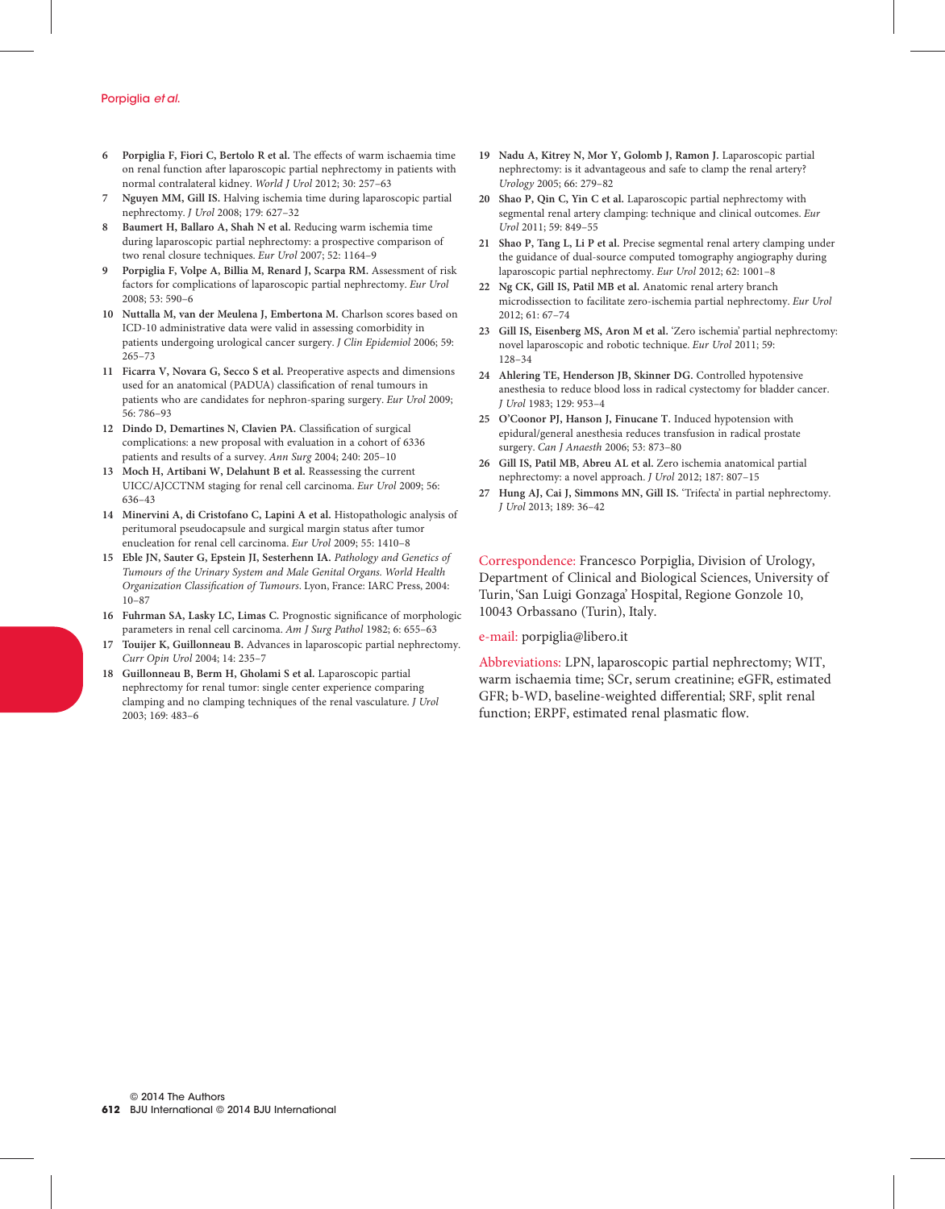6 **Porpiglia F, Fiori C, Bertolo R et al.** The effects of warm ischaemia time on renal function after laparoscopic partial nephrectomy in patients with normal contralateral kidney. *World J Urol* 2012; 30: 257–63

7 **Nguyen MM, Gill IS.** Halving ischemia time during laparoscopic partial nephrectomy. *J Urol* 2008; 179: 627–32

8 **Baumert H, Ballaro A, Shah N et al.** Reducing warm ischemia time during laparoscopic partial nephrectomy: a prospective comparison of two renal closure techniques. *Eur Urol* 2007; 52: 1164–9

9 **Porpiglia F, Volpe A, Billia M, Renard J, Scarpa RM.** Assessment of risk factors for complications of laparoscopic partial nephrectomy. *Eur Urol* 2008; 53: 590–6

10 **Nuttalla M, van der Meulena J, Embertona M.** Charlson scores based on ICD-10 administrative data were valid in assessing comorbidity in patients undergoing urological cancer surgery. *J Clin Epidemiol* 2006; 59: 265–73

11 **Ficarra V, Novara G, Secco S et al.** Preoperative aspects and dimensions used for an anatomical (PADUA) classification of renal tumours in patients who are candidates for nephron-sparing surgery. *Eur Urol* 2009; 56: 786–93

12 **Dindo D, Demartines N, Clavien PA.** Classification of surgical complications: a new proposal with evaluation in a cohort of 6336 patients and results of a survey. *Ann Surg* 2004; 240: 205–10

13 **Moch H, Artibani W, Delahunt B et al.** Reassessing the current UICC/AJCCTNM staging for renal cell carcinoma. *Eur Urol* 2009; 56: 636–43

14 **Minervini A, di Cristofano C, Lapini A et al.** Histopathologic analysis of peritumoral pseudocapsule and surgical margin status after tumor enucleation for renal cell carcinoma. *Eur Urol* 2009; 55: 1410–8

15 **Eble JN, Sauter G, Epstein JI, Sesterhenn IA.** *Pathology and Genetics of Tumours of the Urinary System and Male Genital Organs. World Health Organization Classification of Tumours*. Lyon, France: IARC Press, 2004: 10–87

16 **Fuhrman SA, Lasky LC, Limas C.** Prognostic significance of morphologic parameters in renal cell carcinoma. *Am J Surg Pathol* 1982; 6: 655–63

17 **Touijer K, Guillonneau B.** Advances in laparoscopic partial nephrectomy. *Curr Opin Urol* 2004; 14: 235–7

18 **Guillonneau B, Berm H, Gholami S et al.** Laparoscopic partial nephrectomy for renal tumor: single center experience comparing clamping and no clamping techniques of the renal vasculature. *J Urol* 2003; 169: 483–6

19 **Nadu A, Kitrey N, Mor Y, Golomb J, Ramon J.** Laparoscopic partial nephrectomy: is it advantageous and safe to clamp the renal artery? *Urology* 2005; 66: 279–82

20 **Shao P, Qin C, Yin C et al.** Laparoscopic partial nephrectomy with segmental renal artery clamping: technique and clinical outcomes. *Eur Urol* 2011; 59: 849–55

21 **Shao P, Tang L, Li P et al.** Precise segmental renal artery clamping under the guidance of dual-source computed tomography angiography during laparoscopic partial nephrectomy. *Eur Urol* 2012; 62: 1001–8

22 **Ng CK, Gill IS, Patil MB et al.** Anatomic renal artery branch microdissection to facilitate zero-ischemia partial nephrectomy. *Eur Urol* 2012; 61: 67–74

23 **Gill IS, Eisenberg MS, Aron M et al.** 'Zero ischemia' partial nephrectomy: novel laparoscopic and robotic technique. *Eur Urol* 2011; 59: 128–34

24 **Ahlering TE, Henderson JB, Skinner DG.** Controlled hypotensive anesthesia to reduce blood loss in radical cystectomy for bladder cancer. *J Urol* 1983; 129: 953–4

25 **O'Coonor PJ, Hanson J, Finucane T.** Induced hypotension with epidural/general anesthesia reduces transfusion in radical prostate surgery. *Can J Anaesth* 2006; 53: 873–80

26 **Gill IS, Patil MB, Abreu AL et al.** Zero ischemia anatomical partial nephrectomy: a novel approach. *J Urol* 2012; 187: 807–15

27 **Hung AJ, Cai J, Simmons MN, Gill IS.** 'Trifecta' in partial nephrectomy. *J Urol* 2013; 189: 36–42

Correspondence: Francesco Porpiglia, Division of Urology, Department of Clinical and Biological Sciences, University of Turin, 'San Luigi Gonzaga' Hospital, Regione Gonzole 10, 10043 Orbassano (Turin), Italy.

e-mail: porpiglia@libero.it

Abbreviations: LPN, laparoscopic partial nephrectomy; WIT, warm ischaemia time; SCr, serum creatinine; eGFR, estimated GFR; b-WD, baseline-weighted differential; SRF, split renal function; ERPF, estimated renal plasmatic flow.